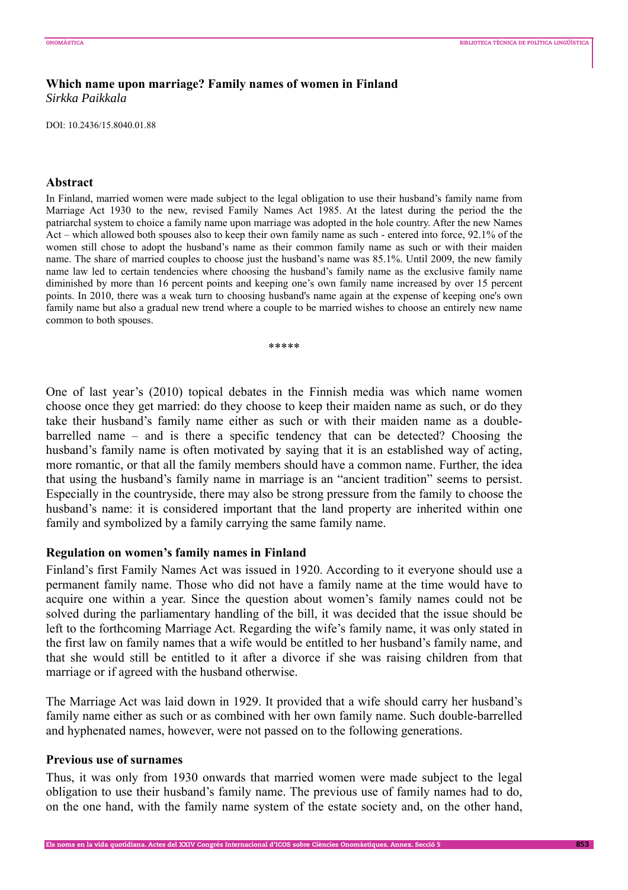# Which name upon marriage? Family names of women in Finland

*Sirkka Paikkala*

DOI: 10.2436/15.8040.01.88

## Abstract

In Finland, married women were made subject to the legal obligation to use their husband's family name from Marriage Act 1930 to the new, revised Family Names Act 1985. At the latest during the period the the patriarchal system to choice a family name upon marriage was adopted in the hole country. After the new Names Act – which allowed both spouses also to keep their own family name as such - entered into force, 92.1% of the women still chose to adopt the husband's name as their common family name as such or with their maiden name. The share of married couples to choose just the husband's name was 85.1%. Until 2009, the new family name law led to certain tendencies where choosing the husband's family name as the exclusive family name diminished by more than 16 percent points and keeping one's own family name increased by over 15 percent points. In 2010, there was a weak turn to choosing husband's name again at the expense of keeping one's own family name but also a gradual new trend where a couple to be married wishes to choose an entirely new name common to both spouses.

\*\*\*\*\*

One of last year's (2010) topical debates in the Finnish media was which name women choose once they get married: do they choose to keep their maiden name as such, or do they take their husband's family name either as such or with their maiden name as a double-barrelled name – and is there a specific tendency that can be detected? Choosing the husband's family name is often motivated by saying that it is an established way of acting, more romantic, or that all the family members should have a common name. Further, the idea that using the husband's family name in marriage is an "ancient tradition" seems to persist. Especially in the countryside, there may also be strong pressure from the family to choose the husband's name: it is considered important that the land property are inherited within one family and symbolized by a family carrying the same family name.

### Regulation on women's family names in Finland

Finland's first Family Names Act was issued in 1920. According to it everyone should use a permanent family name. Those who did not have a family name at the time would have to acquire one within a year. Since the question about women's family names could not be solved during the parliamentary handling of the bill, it was decided that the issue should be left to the forthcoming Marriage Act. Regarding the wife's family name, it was only stated in the first law on family names that a wife would be entitled to her husband's family name, and that she would still be entitled to it after a divorce if she was raising children from that marriage or if agreed with the husband otherwise.

The Marriage Act was laid down in 1929. It provided that a wife should carry her husband's family name either as such or as combined with her own family name. Such double-barrelled and hyphenated names, however, were not passed on to the following generations.

### Previous use of surnames

Thus, it was only from 1930 onwards that married women were made subject to the legal obligation to use their husband's family name. The previous use of family names had to do, on the one hand, with the family name system of the estate society and, on the other hand,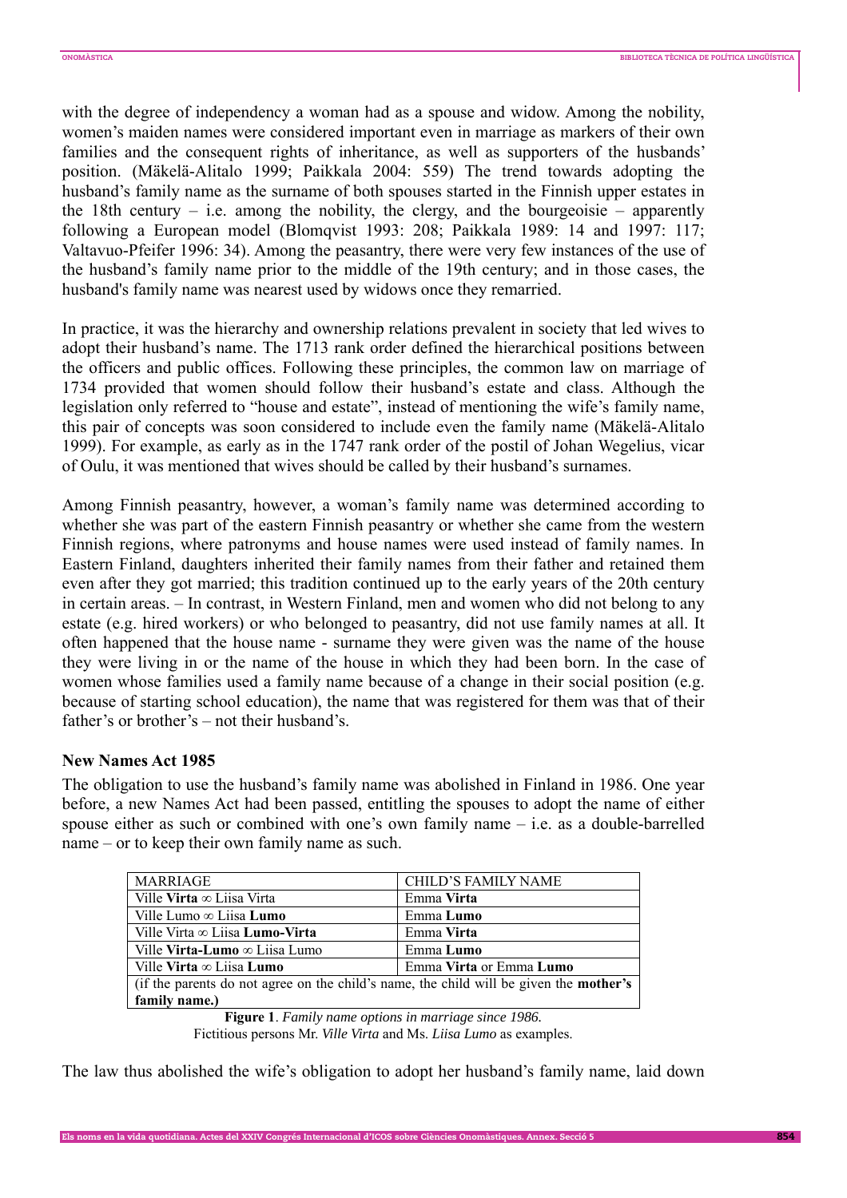with the degree of independency a woman had as a spouse and widow. Among the nobility, women's maiden names were considered important even in marriage as markers of their own families and the consequent rights of inheritance, as well as supporters of the husbands' position. (Mäkelä-Alitalo 1999; Paikkala 2004: 559) The trend towards adopting the husband's family name as the surname of both spouses started in the Finnish upper estates in the 18th century – i.e. among the nobility, the clergy, and the bourgeoisie – apparently following a European model (Blomqvist 1993: 208; Paikkala 1989: 14 and 1997: 117; Valtavuo-Pfeifer 1996: 34). Among the peasantry, there were very few instances of the use of the husband's family name prior to the middle of the 19th century; and in those cases, the husband's family name was nearest used by widows once they remarried.

In practice, it was the hierarchy and ownership relations prevalent in society that led wives to adopt their husband's name. The 1713 rank order defined the hierarchical positions between the officers and public offices. Following these principles, the common law on marriage of 1734 provided that women should follow their husband's estate and class. Although the legislation only referred to "house and estate", instead of mentioning the wife's family name, this pair of concepts was soon considered to include even the family name (Mäkelä-Alitalo 1999). For example, as early as in the 1747 rank order of the postil of Johan Wegelius, vicar of Oulu, it was mentioned that wives should be called by their husband's surnames.

Among Finnish peasantry, however, a woman's family name was determined according to whether she was part of the eastern Finnish peasantry or whether she came from the western Finnish regions, where patronyms and house names were used instead of family names. In Eastern Finland, daughters inherited their family names from their father and retained them even after they got married; this tradition continued up to the early years of the 20th century in certain areas. – In contrast, in Western Finland, men and women who did not belong to any estate (e.g. hired workers) or who belonged to peasantry, did not use family names at all. It often happened that the house name - surname they were given was the name of the house they were living in or the name of the house in which they had been born. In the case of women whose families used a family name because of a change in their social position (e.g. because of starting school education), the name that was registered for them was that of their father's or brother's – not their husband's.

### New Names Act 1985

The obligation to use the husband's family name was abolished in Finland in 1986. One year before, a new Names Act had been passed, entitling the spouses to adopt the name of either spouse either as such or combined with one's own family name – i.e. as a double-barrelled name – or to keep their own family name as such.

| MARRIAGE | CHILD'S FAMILY NAME |
|---|---|
| Ville **Virta** ∞ Liisa Virta | Emma **Virta** |
| Ville Lumo ∞ Liisa **Lumo** | Emma **Lumo** |
| Ville Virta ∞ Liisa **Lumo-Virta** | Emma **Virta** |
| Ville **Virta-Lumo** ∞ Liisa Lumo | Emma **Lumo** |
| Ville **Virta** ∞ Liisa **Lumo** | Emma **Virta** or Emma **Lumo** |
| (if the parents do not agree on the child's name, the child will be given the **mother's family name.**) | |

**Figure 1**. *Family name options in marriage since 1986.*
Fictitious persons Mr. *Ville Virta* and Ms. *Liisa Lumo* as examples.

The law thus abolished the wife's obligation to adopt her husband's family name, laid down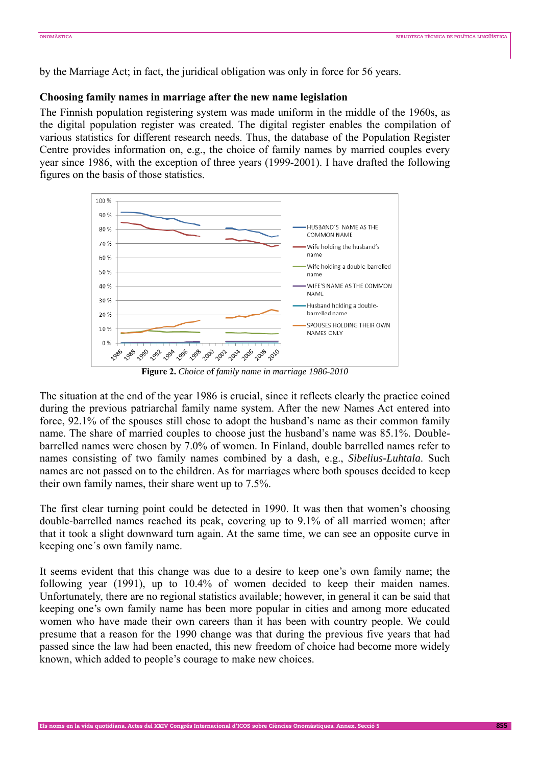by the Marriage Act; in fact, the juridical obligation was only in force for 56 years.

### Choosing family names in marriage after the new name legislation

The Finnish population registering system was made uniform in the middle of the 1960s, as the digital population register was created. The digital register enables the compilation of various statistics for different research needs. Thus, the database of the Population Register Centre provides information on, e.g., the choice of family names by married couples every year since 1986, with the exception of three years (1999-2001). I have drafted the following figures on the basis of those statistics.

**Figure 2.** *Choice* of *family name in marriage 1986-2010*

The situation at the end of the year 1986 is crucial, since it reflects clearly the practice coined during the previous patriarchal family name system. After the new Names Act entered into force, 92.1% of the spouses still chose to adopt the husband's name as their common family name. The share of married couples to choose just the husband's name was 85.1%. Double-barrelled names were chosen by 7.0% of women. In Finland, double barrelled names refer to names consisting of two family names combined by a dash, e.g., *Sibelius-Luhtala*. Such names are not passed on to the children. As for marriages where both spouses decided to keep their own family names, their share went up to 7.5%.

The first clear turning point could be detected in 1990. It was then that women's choosing double-barrelled names reached its peak, covering up to 9.1% of all married women; after that it took a slight downward turn again. At the same time, we can see an opposite curve in keeping one´s own family name.

It seems evident that this change was due to a desire to keep one's own family name; the following year (1991), up to 10.4% of women decided to keep their maiden names. Unfortunately, there are no regional statistics available; however, in general it can be said that keeping one's own family name has been more popular in cities and among more educated women who have made their own careers than it has been with country people. We could presume that a reason for the 1990 change was that during the previous five years that had passed since the law had been enacted, this new freedom of choice had become more widely known, which added to people's courage to make new choices.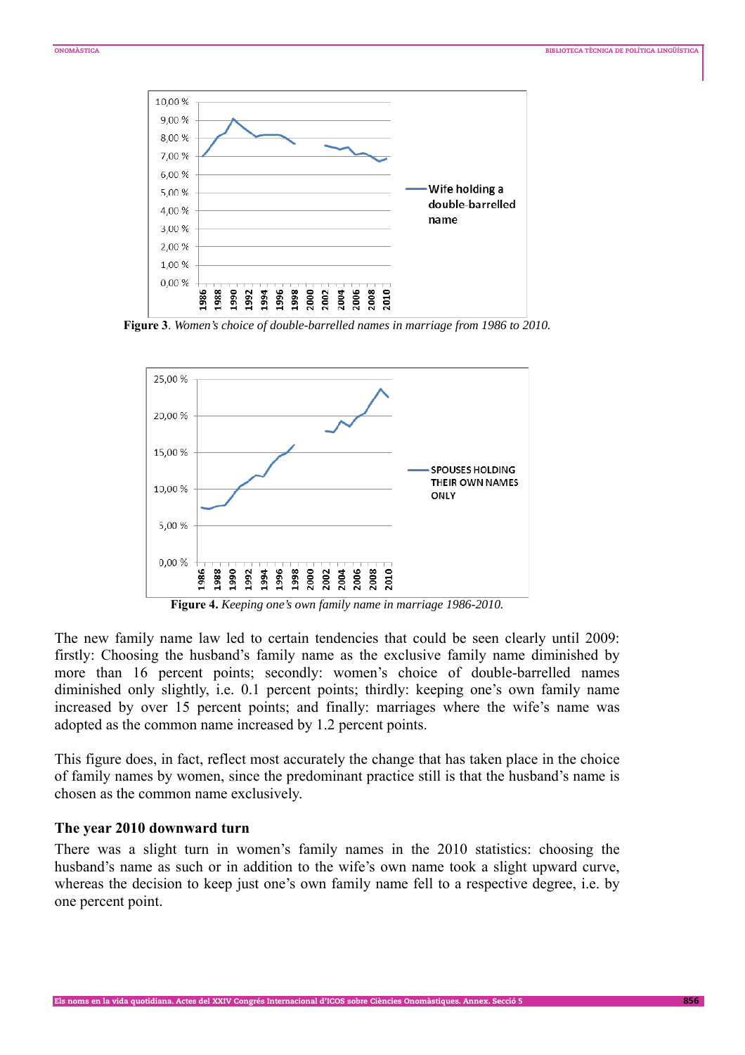**Figure 3**. *Women's choice of double-barrelled names in marriage from 1986 to 2010.*

**Figure 4.** *Keeping one's own family name in marriage 1986-2010.*

The new family name law led to certain tendencies that could be seen clearly until 2009: firstly: Choosing the husband's family name as the exclusive family name diminished by more than 16 percent points; secondly: women's choice of double-barrelled names diminished only slightly, i.e. 0.1 percent points; thirdly: keeping one's own family name increased by over 15 percent points; and finally: marriages where the wife's name was adopted as the common name increased by 1.2 percent points.

This figure does, in fact, reflect most accurately the change that has taken place in the choice of family names by women, since the predominant practice still is that the husband's name is chosen as the common name exclusively.

### The year 2010 downward turn

There was a slight turn in women's family names in the 2010 statistics: choosing the husband's name as such or in addition to the wife's own name took a slight upward curve, whereas the decision to keep just one's own family name fell to a respective degree, i.e. by one percent point.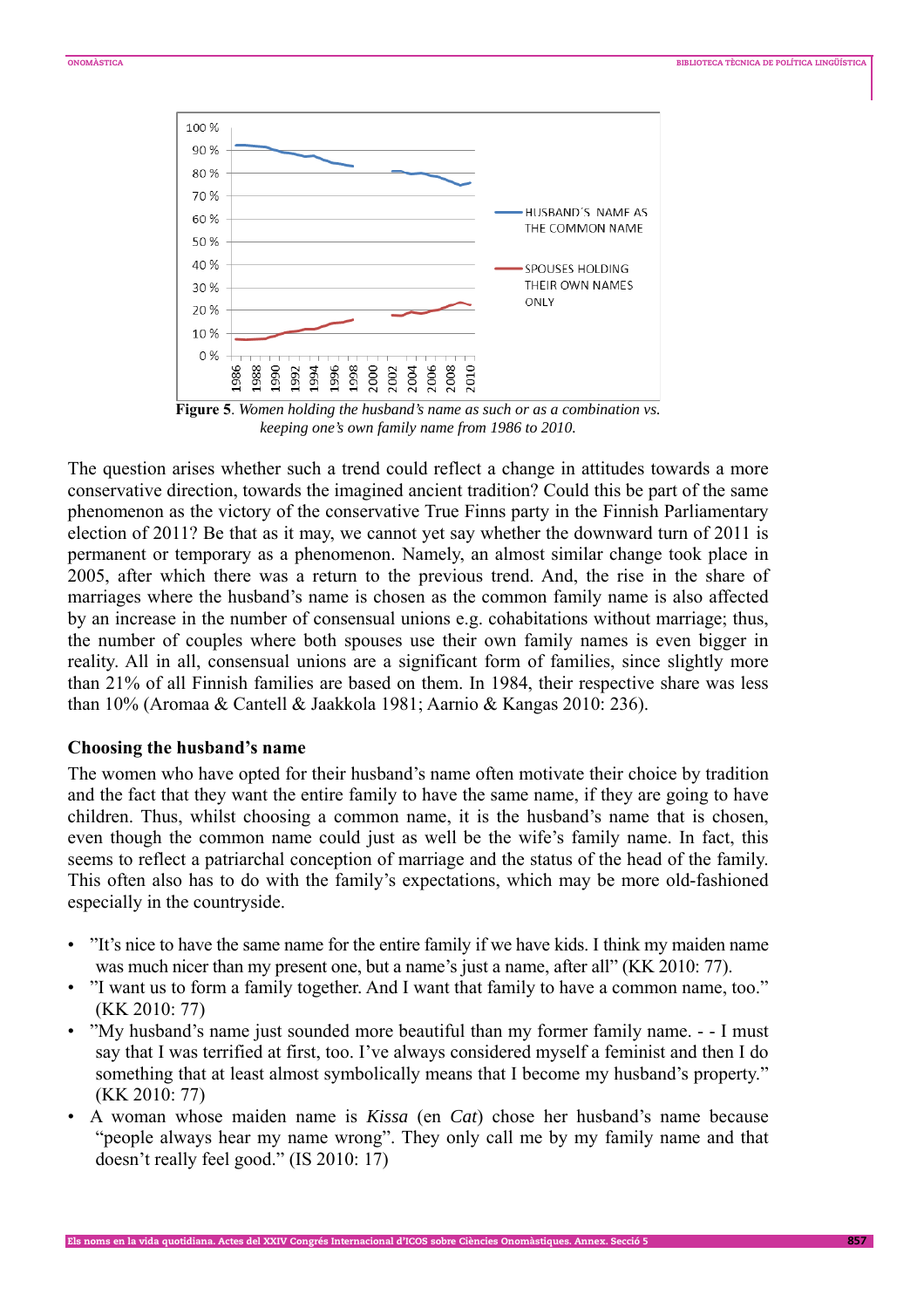**Figure 5**. *Women holding the husband's name as such or as a combination vs. keeping one's own family name from 1986 to 2010.*

The question arises whether such a trend could reflect a change in attitudes towards a more conservative direction, towards the imagined ancient tradition? Could this be part of the same phenomenon as the victory of the conservative True Finns party in the Finnish Parliamentary election of 2011? Be that as it may, we cannot yet say whether the downward turn of 2011 is permanent or temporary as a phenomenon. Namely, an almost similar change took place in 2005, after which there was a return to the previous trend. And, the rise in the share of marriages where the husband's name is chosen as the common family name is also affected by an increase in the number of consensual unions e.g. cohabitations without marriage; thus, the number of couples where both spouses use their own family names is even bigger in reality. All in all, consensual unions are a significant form of families, since slightly more than 21% of all Finnish families are based on them. In 1984, their respective share was less than 10% (Aromaa & Cantell & Jaakkola 1981; Aarnio & Kangas 2010: 236).

### Choosing the husband's name

The women who have opted for their husband's name often motivate their choice by tradition and the fact that they want the entire family to have the same name, if they are going to have children. Thus, whilst choosing a common name, it is the husband's name that is chosen, even though the common name could just as well be the wife's family name. In fact, this seems to reflect a patriarchal conception of marriage and the status of the head of the family. This often also has to do with the family's expectations, which may be more old-fashioned especially in the countryside.

- "It's nice to have the same name for the entire family if we have kids. I think my maiden name was much nicer than my present one, but a name's just a name, after all" (KK 2010: 77).
- "I want us to form a family together. And I want that family to have a common name, too." (KK 2010: 77)
- "My husband's name just sounded more beautiful than my former family name. - - I must say that I was terrified at first, too. I've always considered myself a feminist and then I do something that at least almost symbolically means that I become my husband's property." (KK 2010: 77)
- A woman whose maiden name is *Kissa* (en *Cat*) chose her husband's name because "people always hear my name wrong". They only call me by my family name and that doesn't really feel good." (IS 2010: 17)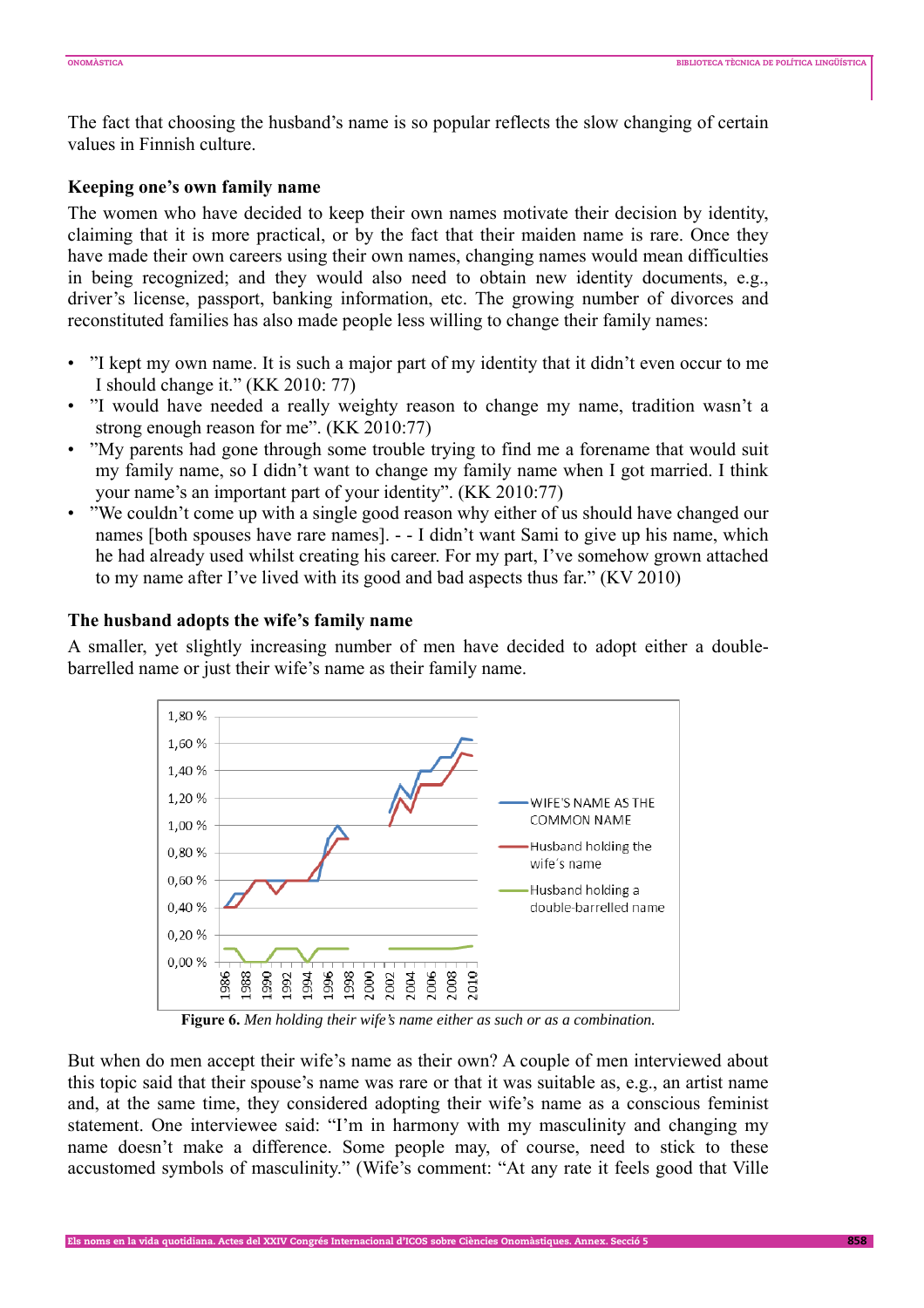The fact that choosing the husband's name is so popular reflects the slow changing of certain values in Finnish culture.

### Keeping one's own family name

The women who have decided to keep their own names motivate their decision by identity, claiming that it is more practical, or by the fact that their maiden name is rare. Once they have made their own careers using their own names, changing names would mean difficulties in being recognized; and they would also need to obtain new identity documents, e.g., driver's license, passport, banking information, etc. The growing number of divorces and reconstituted families has also made people less willing to change their family names:

- "I kept my own name. It is such a major part of my identity that it didn't even occur to me I should change it." (KK 2010: 77)
- "I would have needed a really weighty reason to change my name, tradition wasn't a strong enough reason for me". (KK 2010:77)
- "My parents had gone through some trouble trying to find me a forename that would suit my family name, so I didn't want to change my family name when I got married. I think your name's an important part of your identity". (KK 2010:77)
- "We couldn't come up with a single good reason why either of us should have changed our names [both spouses have rare names]. - - I didn't want Sami to give up his name, which he had already used whilst creating his career. For my part, I've somehow grown attached to my name after I've lived with its good and bad aspects thus far." (KV 2010)

### The husband adopts the wife's family name

A smaller, yet slightly increasing number of men have decided to adopt either a double-barrelled name or just their wife's name as their family name.

**Figure 6.** *Men holding their wife's name either as such or as a combination.*

But when do men accept their wife's name as their own? A couple of men interviewed about this topic said that their spouse's name was rare or that it was suitable as, e.g., an artist name and, at the same time, they considered adopting their wife's name as a conscious feminist statement. One interviewee said: "I'm in harmony with my masculinity and changing my name doesn't make a difference. Some people may, of course, need to stick to these accustomed symbols of masculinity." (Wife's comment: "At any rate it feels good that Ville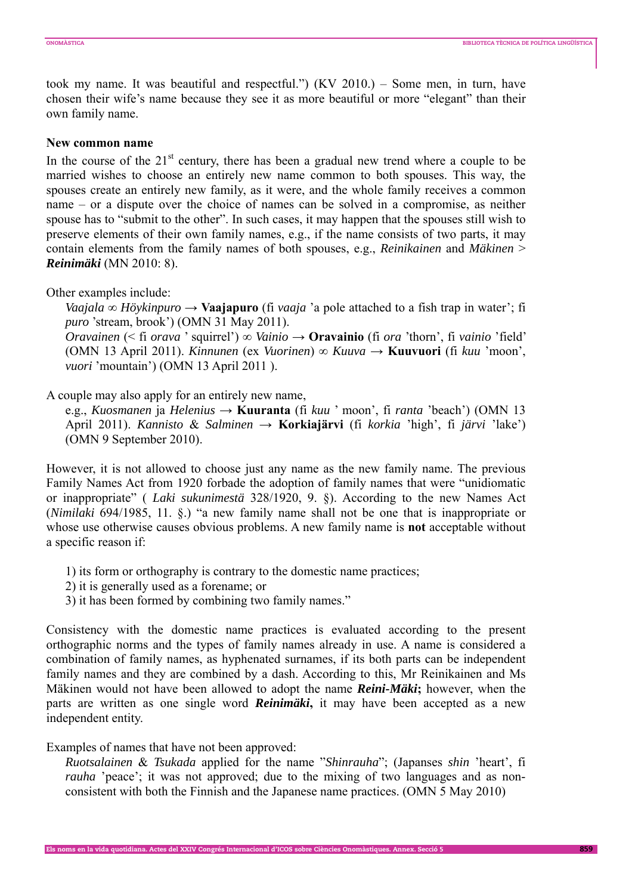took my name. It was beautiful and respectful.") (KV 2010.) – Some men, in turn, have chosen their wife's name because they see it as more beautiful or more "elegant" than their own family name.

**New common name**

In the course of the 21st century, there has been a gradual new trend where a couple to be married wishes to choose an entirely new name common to both spouses. This way, the spouses create an entirely new family, as it were, and the whole family receives a common name – or a dispute over the choice of names can be solved in a compromise, as neither spouse has to "submit to the other". In such cases, it may happen that the spouses still wish to preserve elements of their own family names, e.g., if the name consists of two parts, it may contain elements from the family names of both spouses, e.g., *Reinikainen* and *Mäkinen* > ***Reinimäki*** (MN 2010: 8).

Other examples include:

*Vaajala* ∞ *Höykinpuro* → **Vaajapuro** (fi *vaaja* 'a pole attached to a fish trap in water'; fi *puro* 'stream, brook') (OMN 31 May 2011).
*Oravainen* (< fi *orava* ' squirrel') ∞ *Vainio* → **Oravainio** (fi *ora* 'thorn', fi *vainio* 'field' (OMN 13 April 2011). *Kinnunen* (ex *Vuorinen*) ∞ *Kuuva* → **Kuuvuori** (fi *kuu* 'moon', *vuori* 'mountain') (OMN 13 April 2011 ).

A couple may also apply for an entirely new name,

e.g., *Kuosmanen* ja *Helenius* → **Kuuranta** (fi *kuu* ' moon', fi *ranta* 'beach') (OMN 13 April 2011). *Kannisto* & *Salminen* → **Korkiajärvi** (fi *korkia* 'high', fi *järvi* 'lake') (OMN 9 September 2010).

However, it is not allowed to choose just any name as the new family name. The previous Family Names Act from 1920 forbade the adoption of family names that were "unidiomatic or inappropriate" ( *Laki sukunimestä* 328/1920, 9. §). According to the new Names Act (*Nimilaki* 694/1985, 11. §.) "a new family name shall not be one that is inappropriate or whose use otherwise causes obvious problems. A new family name is **not** acceptable without a specific reason if:

1) its form or orthography is contrary to the domestic name practices;
2) it is generally used as a forename; or
3) it has been formed by combining two family names."

Consistency with the domestic name practices is evaluated according to the present orthographic norms and the types of family names already in use. A name is considered a combination of family names, as hyphenated surnames, if its both parts can be independent family names and they are combined by a dash. According to this, Mr Reinikainen and Ms Mäkinen would not have been allowed to adopt the name ***Reini-Mäki*;** however, when the parts are written as one single word ***Reinimäki*,** it may have been accepted as a new independent entity.

Examples of names that have not been approved:

*Ruotsalainen* & *Tsukada* applied for the name "*Shinrauha*"; (Japanses *shin* 'heart', fi *rauha* 'peace'; it was not approved; due to the mixing of two languages and as non-consistent with both the Finnish and the Japanese name practices. (OMN 5 May 2010)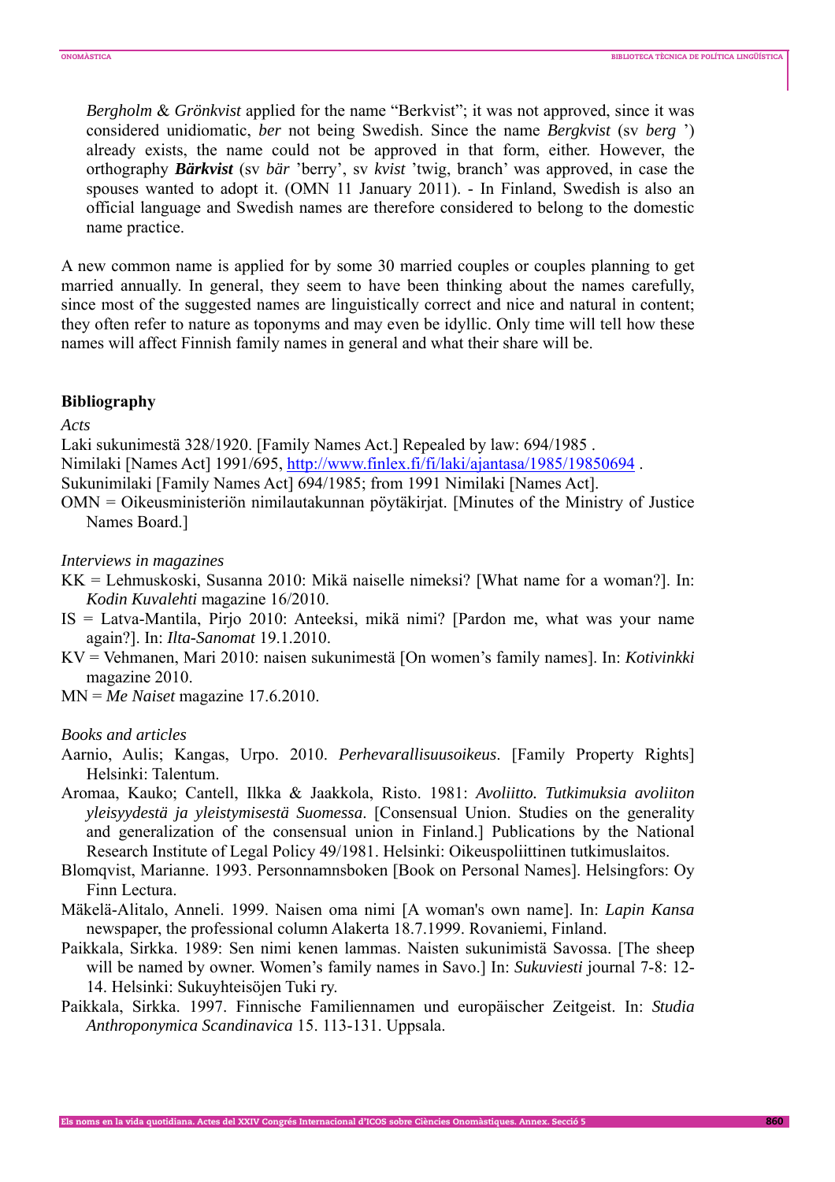*Bergholm* & *Grönkvist* applied for the name "Berkvist"; it was not approved, since it was considered unidiomatic, *ber* not being Swedish. Since the name *Bergkvist* (sv *berg* ') already exists, the name could not be approved in that form, either. However, the orthography ***Bärkvist*** (sv *bär* 'berry', sv *kvist* 'twig, branch' was approved, in case the spouses wanted to adopt it. (OMN 11 January 2011). - In Finland, Swedish is also an official language and Swedish names are therefore considered to belong to the domestic name practice.

A new common name is applied for by some 30 married couples or couples planning to get married annually. In general, they seem to have been thinking about the names carefully, since most of the suggested names are linguistically correct and nice and natural in content; they often refer to nature as toponyms and may even be idyllic. Only time will tell how these names will affect Finnish family names in general and what their share will be.

## Bibliography

*Acts*

Laki sukunimestä 328/1920. [Family Names Act.] Repealed by law: 694/1985 .

Nimilaki [Names Act] 1991/695, http://www.finlex.fi/fi/laki/ajantasa/1985/19850694 .

Sukunimilaki [Family Names Act] 694/1985; from 1991 Nimilaki [Names Act].

OMN = Oikeusministeriön nimilautakunnan pöytäkirjat. [Minutes of the Ministry of Justice Names Board.]

*Interviews in magazines*

KK = Lehmuskoski, Susanna 2010: Mikä naiselle nimeksi? [What name for a woman?]. In: *Kodin Kuvalehti* magazine 16/2010.

IS = Latva-Mantila, Pirjo 2010: Anteeksi, mikä nimi? [Pardon me, what was your name again?]. In: *Ilta-Sanomat* 19.1.2010.

KV = Vehmanen, Mari 2010: naisen sukunimestä [On women's family names]. In: *Kotivinkki* magazine 2010.

MN = *Me Naiset* magazine 17.6.2010.

*Books and articles*

Aarnio, Aulis; Kangas, Urpo. 2010. *Perhevarallisuusoikeus*. [Family Property Rights] Helsinki: Talentum.

Aromaa, Kauko; Cantell, Ilkka & Jaakkola, Risto. 1981: *Avoliitto. Tutkimuksia avoliiton yleisyydestä ja yleistymisestä Suomessa*. [Consensual Union. Studies on the generality and generalization of the consensual union in Finland.] Publications by the National Research Institute of Legal Policy 49/1981. Helsinki: Oikeuspoliittinen tutkimuslaitos.

Blomqvist, Marianne. 1993. Personnamnsboken [Book on Personal Names]. Helsingfors: Oy Finn Lectura.

Mäkelä-Alitalo, Anneli. 1999. Naisen oma nimi [A woman's own name]. In: *Lapin Kansa* newspaper, the professional column Alakerta 18.7.1999. Rovaniemi, Finland.

Paikkala, Sirkka. 1989: Sen nimi kenen lammas. Naisten sukunimistä Savossa. [The sheep will be named by owner. Women's family names in Savo.] In: *Sukuviesti* journal 7-8: 12-14. Helsinki: Sukuyhteisöjen Tuki ry.

Paikkala, Sirkka. 1997. Finnische Familiennamen und europäischer Zeitgeist. In: *Studia Anthroponymica Scandinavica* 15. 113-131. Uppsala.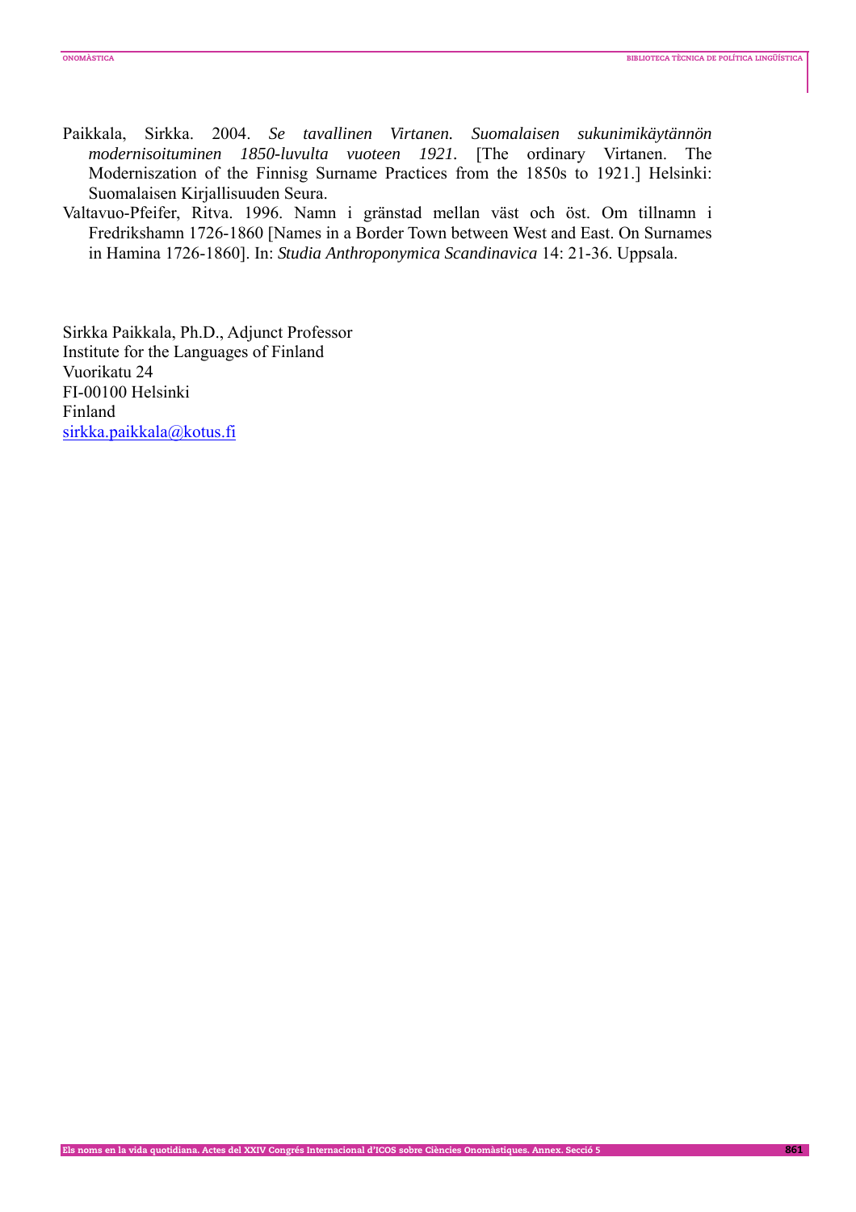Paikkala, Sirkka. 2004. *Se tavallinen Virtanen. Suomalaisen sukunimikäytännön modernisoituminen 1850-luvulta vuoteen 1921*. [The ordinary Virtanen. The Moderniszation of the Finnisg Surname Practices from the 1850s to 1921.] Helsinki: Suomalaisen Kirjallisuuden Seura.

Valtavuo-Pfeifer, Ritva. 1996. Namn i gränstad mellan väst och öst. Om tillnamn i Fredrikshamn 1726-1860 [Names in a Border Town between West and East. On Surnames in Hamina 1726-1860]. In: *Studia Anthroponymica Scandinavica* 14: 21-36. Uppsala.

Sirkka Paikkala, Ph.D., Adjunct Professor
Institute for the Languages of Finland
Vuorikatu 24
FI-00100 Helsinki
Finland
sirkka.paikkala@kotus.fi